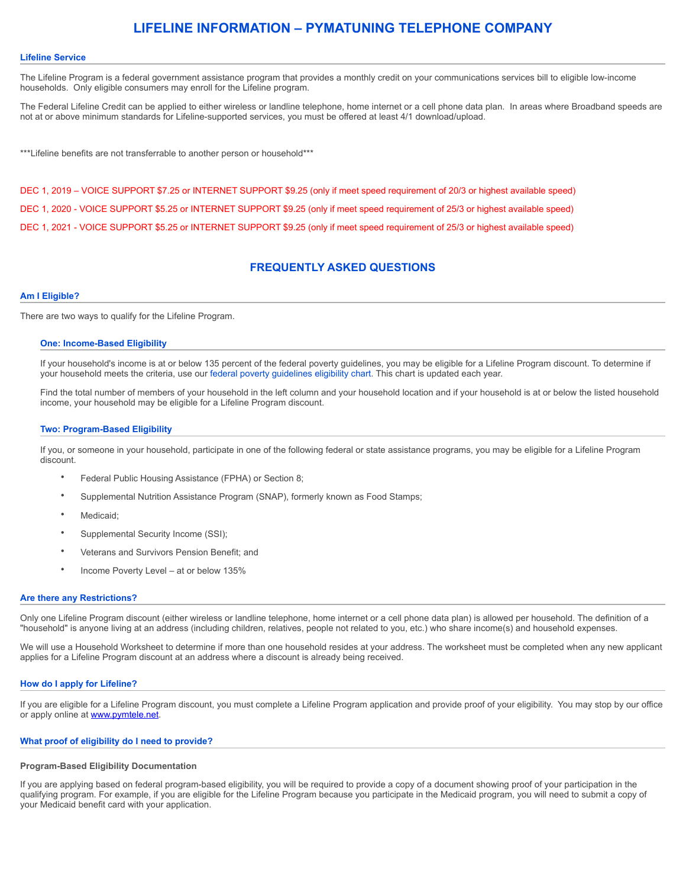# LIFELINE INFORMATION – PYMATUNING TELEPHONE COMPANY

## Lifeline Service

The Lifeline Program is a federal government assistance program that provides a monthly credit on your communications services bill to eligible low-income households. Only eligible consumers may enroll for the Lifeline program.

The Federal Lifeline Credit can be applied to either wireless or landline telephone, home internet or a cell phone data plan. In areas where Broadband speeds are not at or above minimum standards for Lifeline-supported services, you must be offered at least 4/1 download/upload.

***Lifeline benefits are not transferrable to another person or household***

DEC 1, 2019 – VOICE SUPPORT $7.25 or INTERNET SUPPORT $9.25 (only if meet speed requirement of 20/3 or highest available speed)

DEC 1, 2020 - VOICE SUPPORT $5.25 or INTERNET SUPPORT $9.25 (only if meet speed requirement of 25/3 or highest available speed)

DEC 1, 2021 - VOICE SUPPORT $5.25 or INTERNET SUPPORT $9.25 (only if meet speed requirement of 25/3 or highest available speed)

# FREQUENTLY ASKED QUESTIONS

## Am I Eligible?

There are two ways to qualify for the Lifeline Program.

### One: Income-Based Eligibility

If your household's income is at or below 135 percent of the federal poverty guidelines, you may be eligible for a Lifeline Program discount. To determine if your household meets the criteria, use our federal poverty guidelines eligibility chart. This chart is updated each year.

Find the total number of members of your household in the left column and your household location and if your household is at or below the listed household income, your household may be eligible for a Lifeline Program discount.

### Two: Program-Based Eligibility

If you, or someone in your household, participate in one of the following federal or state assistance programs, you may be eligible for a Lifeline Program discount.

- Federal Public Housing Assistance (FPHA) or Section 8;
- Supplemental Nutrition Assistance Program (SNAP), formerly known as Food Stamps;
- Medicaid;
- Supplemental Security Income (SSI);
- Veterans and Survivors Pension Benefit; and
- Income Poverty Level – at or below 135%

## Are there any Restrictions?

Only one Lifeline Program discount (either wireless or landline telephone, home internet or a cell phone data plan) is allowed per household. The definition of a "household" is anyone living at an address (including children, relatives, people not related to you, etc.) who share income(s) and household expenses.

We will use a Household Worksheet to determine if more than one household resides at your address. The worksheet must be completed when any new applicant applies for a Lifeline Program discount at an address where a discount is already being received.

## How do I apply for Lifeline?

If you are eligible for a Lifeline Program discount, you must complete a Lifeline Program application and provide proof of your eligibility. You may stop by our office or apply online at www.pymtele.net.

## What proof of eligibility do I need to provide?

**Program-Based Eligibility Documentation**

If you are applying based on federal program-based eligibility, you will be required to provide a copy of a document showing proof of your participation in the qualifying program. For example, if you are eligible for the Lifeline Program because you participate in the Medicaid program, you will need to submit a copy of your Medicaid benefit card with your application.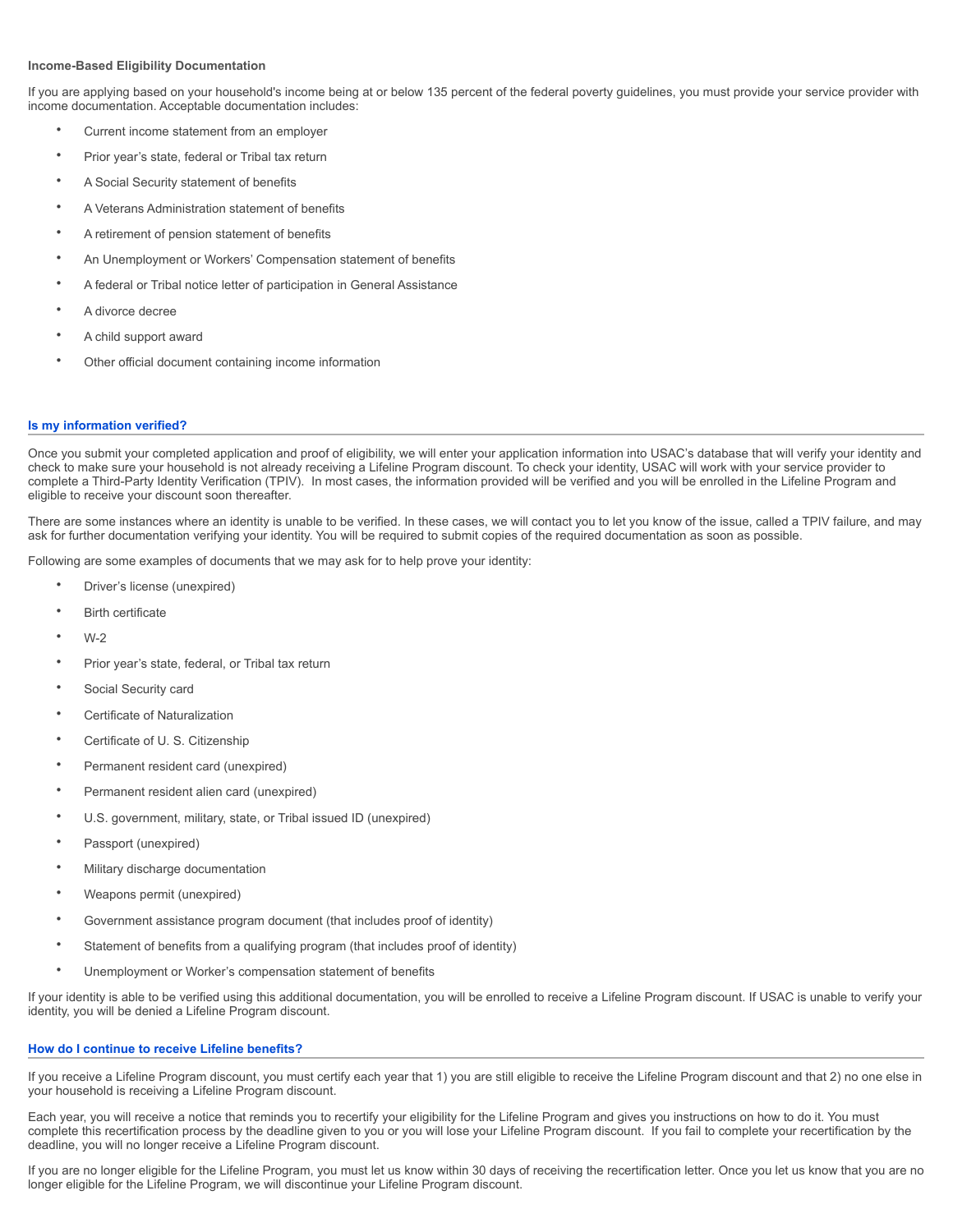**Income-Based Eligibility Documentation**

If you are applying based on your household's income being at or below 135 percent of the federal poverty guidelines, you must provide your service provider with income documentation. Acceptable documentation includes:

- Current income statement from an employer
- Prior year's state, federal or Tribal tax return
- A Social Security statement of benefits
- A Veterans Administration statement of benefits
- A retirement of pension statement of benefits
- An Unemployment or Workers' Compensation statement of benefits
- A federal or Tribal notice letter of participation in General Assistance
- A divorce decree
- A child support award
- Other official document containing income information

## Is my information verified?

Once you submit your completed application and proof of eligibility, we will enter your application information into USAC's database that will verify your identity and check to make sure your household is not already receiving a Lifeline Program discount. To check your identity, USAC will work with your service provider to complete a Third-Party Identity Verification (TPIV). In most cases, the information provided will be verified and you will be enrolled in the Lifeline Program and eligible to receive your discount soon thereafter.

There are some instances where an identity is unable to be verified. In these cases, we will contact you to let you know of the issue, called a TPIV failure, and may ask for further documentation verifying your identity. You will be required to submit copies of the required documentation as soon as possible.

Following are some examples of documents that we may ask for to help prove your identity:

- Driver's license (unexpired)
- Birth certificate
- W-2
- Prior year's state, federal, or Tribal tax return
- Social Security card
- Certificate of Naturalization
- Certificate of U. S. Citizenship
- Permanent resident card (unexpired)
- Permanent resident alien card (unexpired)
- U.S. government, military, state, or Tribal issued ID (unexpired)
- Passport (unexpired)
- Military discharge documentation
- Weapons permit (unexpired)
- Government assistance program document (that includes proof of identity)
- Statement of benefits from a qualifying program (that includes proof of identity)
- Unemployment or Worker's compensation statement of benefits

If your identity is able to be verified using this additional documentation, you will be enrolled to receive a Lifeline Program discount. If USAC is unable to verify your identity, you will be denied a Lifeline Program discount.

## How do I continue to receive Lifeline benefits?

If you receive a Lifeline Program discount, you must certify each year that 1) you are still eligible to receive the Lifeline Program discount and that 2) no one else in your household is receiving a Lifeline Program discount.

Each year, you will receive a notice that reminds you to recertify your eligibility for the Lifeline Program and gives you instructions on how to do it. You must complete this recertification process by the deadline given to you or you will lose your Lifeline Program discount. If you fail to complete your recertification by the deadline, you will no longer receive a Lifeline Program discount.

If you are no longer eligible for the Lifeline Program, you must let us know within 30 days of receiving the recertification letter. Once you let us know that you are no longer eligible for the Lifeline Program, we will discontinue your Lifeline Program discount.